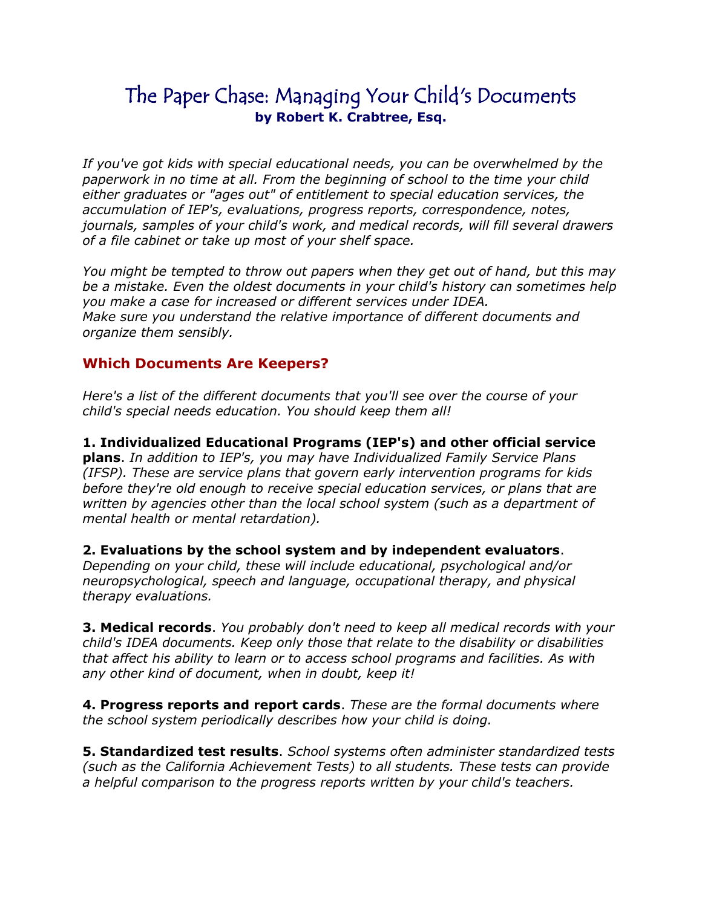# The Paper Chase: Managing Your Child's Documents

**by Robert K. Crabtree, Esq.**

*If you've got kids with special educational needs, you can be overwhelmed by the paperwork in no time at all. From the beginning of school to the time your child either graduates or "ages out" of entitlement to special education services, the accumulation of IEP's, evaluations, progress reports, correspondence, notes, journals, samples of your child's work, and medical records, will fill several drawers of a file cabinet or take up most of your shelf space.*

*You might be tempted to throw out papers when they get out of hand, but this may be a mistake. Even the oldest documents in your child's history can sometimes help you make a case for increased or different services under IDEA. Make sure you understand the relative importance of different documents and organize them sensibly.*

## Which Documents Are Keepers?

*Here's a list of the different documents that you'll see over the course of your child's special needs education. You should keep them all!*

**1. Individualized Educational Programs (IEP's) and other official service plans**. *In addition to IEP's, you may have Individualized Family Service Plans (IFSP). These are service plans that govern early intervention programs for kids before they're old enough to receive special education services, or plans that are written by agencies other than the local school system (such as a department of mental health or mental retardation).*

**2. Evaluations by the school system and by independent evaluators**. *Depending on your child, these will include educational, psychological and/or neuropsychological, speech and language, occupational therapy, and physical therapy evaluations.*

**3. Medical records**. *You probably don't need to keep all medical records with your child's IDEA documents. Keep only those that relate to the disability or disabilities that affect his ability to learn or to access school programs and facilities. As with any other kind of document, when in doubt, keep it!*

**4. Progress reports and report cards**. *These are the formal documents where the school system periodically describes how your child is doing.*

**5. Standardized test results**. *School systems often administer standardized tests (such as the California Achievement Tests) to all students. These tests can provide a helpful comparison to the progress reports written by your child's teachers.*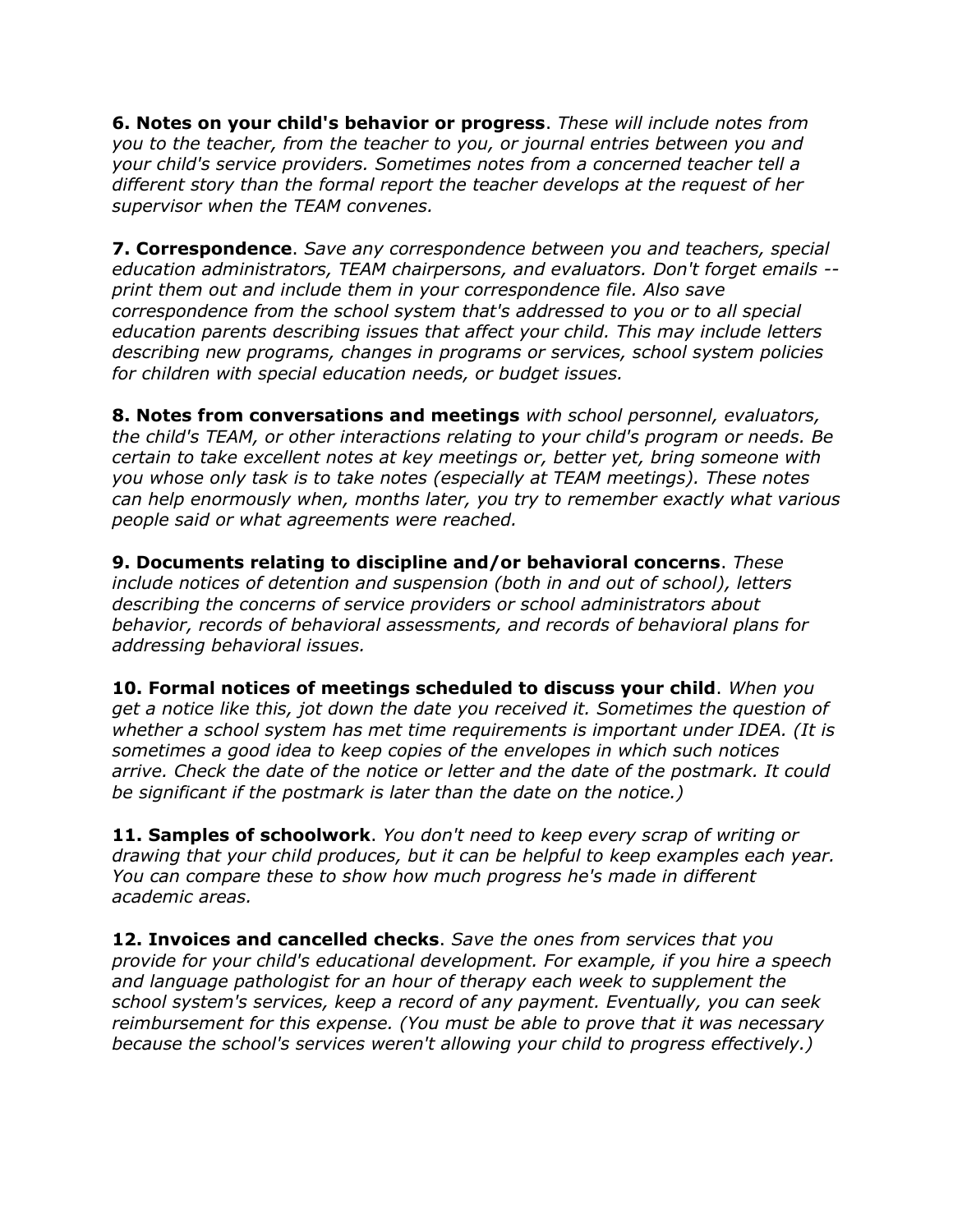**6. Notes on your child's behavior or progress**. *These will include notes from you to the teacher, from the teacher to you, or journal entries between you and your child's service providers. Sometimes notes from a concerned teacher tell a different story than the formal report the teacher develops at the request of her supervisor when the TEAM convenes.*

**7. Correspondence**. *Save any correspondence between you and teachers, special education administrators, TEAM chairpersons, and evaluators. Don't forget emails -- print them out and include them in your correspondence file. Also save correspondence from the school system that's addressed to you or to all special education parents describing issues that affect your child. This may include letters describing new programs, changes in programs or services, school system policies for children with special education needs, or budget issues.*

**8. Notes from conversations and meetings** *with school personnel, evaluators, the child's TEAM, or other interactions relating to your child's program or needs. Be certain to take excellent notes at key meetings or, better yet, bring someone with you whose only task is to take notes (especially at TEAM meetings). These notes can help enormously when, months later, you try to remember exactly what various people said or what agreements were reached.*

**9. Documents relating to discipline and/or behavioral concerns**. *These include notices of detention and suspension (both in and out of school), letters describing the concerns of service providers or school administrators about behavior, records of behavioral assessments, and records of behavioral plans for addressing behavioral issues.*

**10. Formal notices of meetings scheduled to discuss your child**. *When you get a notice like this, jot down the date you received it. Sometimes the question of whether a school system has met time requirements is important under IDEA. (It is sometimes a good idea to keep copies of the envelopes in which such notices arrive. Check the date of the notice or letter and the date of the postmark. It could be significant if the postmark is later than the date on the notice.)*

**11. Samples of schoolwork**. *You don't need to keep every scrap of writing or drawing that your child produces, but it can be helpful to keep examples each year. You can compare these to show how much progress he's made in different academic areas.*

**12. Invoices and cancelled checks**. *Save the ones from services that you provide for your child's educational development. For example, if you hire a speech and language pathologist for an hour of therapy each week to supplement the school system's services, keep a record of any payment. Eventually, you can seek reimbursement for this expense. (You must be able to prove that it was necessary because the school's services weren't allowing your child to progress effectively.)*